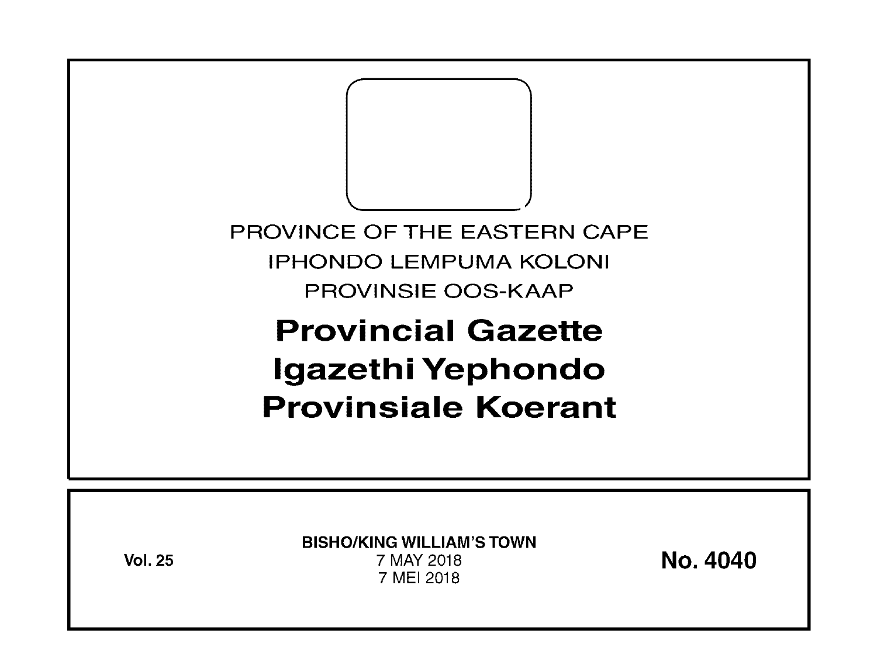PROVINCE OF THE EASTERN CAPE

IPHONDO LEMPUMA KOLONI

PROVINSIE OOS-KAAP

# Provincial Gazette
# Igazethi Yephondo
# Provinsiale Koerant

**Vol. 25**

**BISHO/KING WILLIAM'S TOWN**
7 MAY 2018
7 MEI 2018

**No. 4040**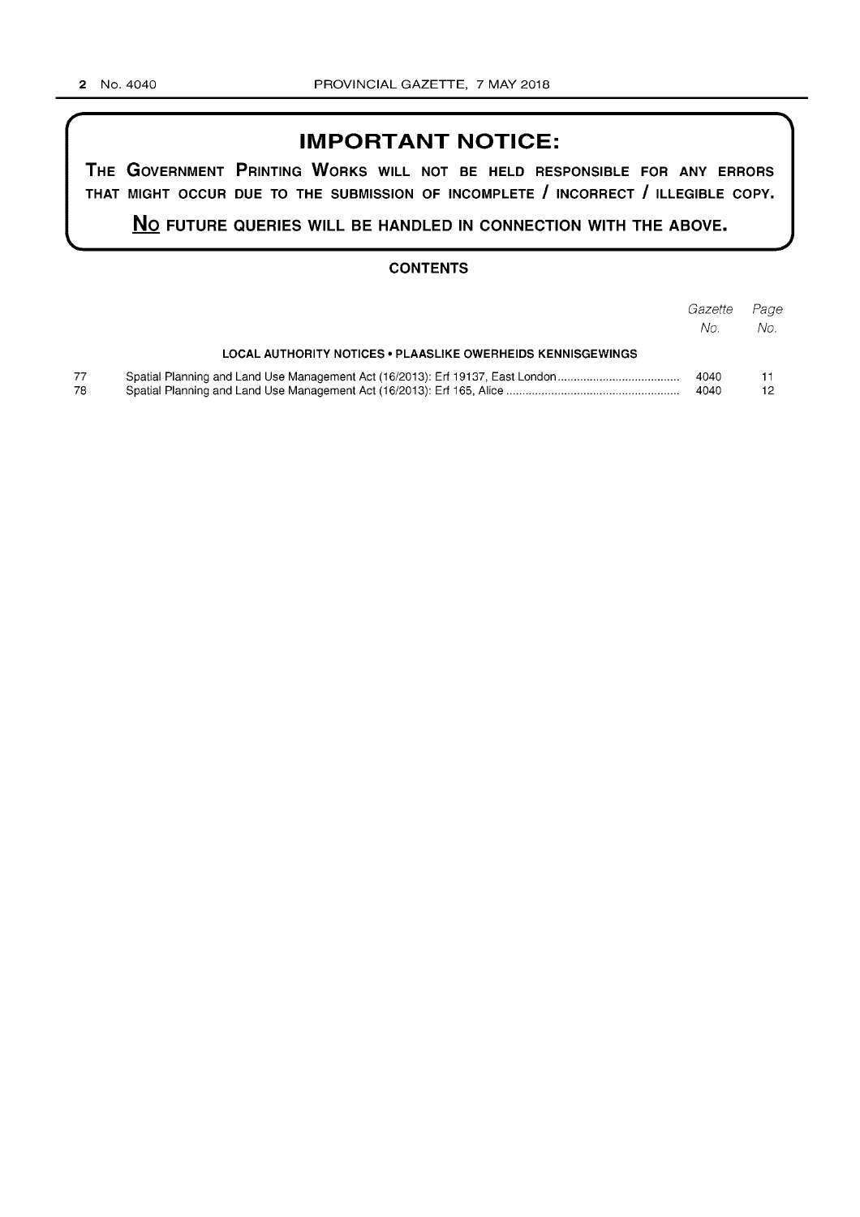# IMPORTANT NOTICE:

**THE GOVERNMENT PRINTING WORKS WILL NOT BE HELD RESPONSIBLE FOR ANY ERRORS THAT MIGHT OCCUR DUE TO THE SUBMISSION OF INCOMPLETE / INCORRECT / ILLEGIBLE COPY.**

**NO FUTURE QUERIES WILL BE HANDLED IN CONNECTION WITH THE ABOVE.**

## CONTENTS

| | | *Gazette No.* | *Page No.* |
|---|---|---|---|
| | **LOCAL AUTHORITY NOTICES • PLAASLIKE OWERHEIDS KENNISGEWINGS** | | |
| 77 | Spatial Planning and Land Use Management Act (16/2013): Erf 19137, East London | 4040 | 11 |
| 78 | Spatial Planning and Land Use Management Act (16/2013): Erf 165, Alice | 4040 | 12 |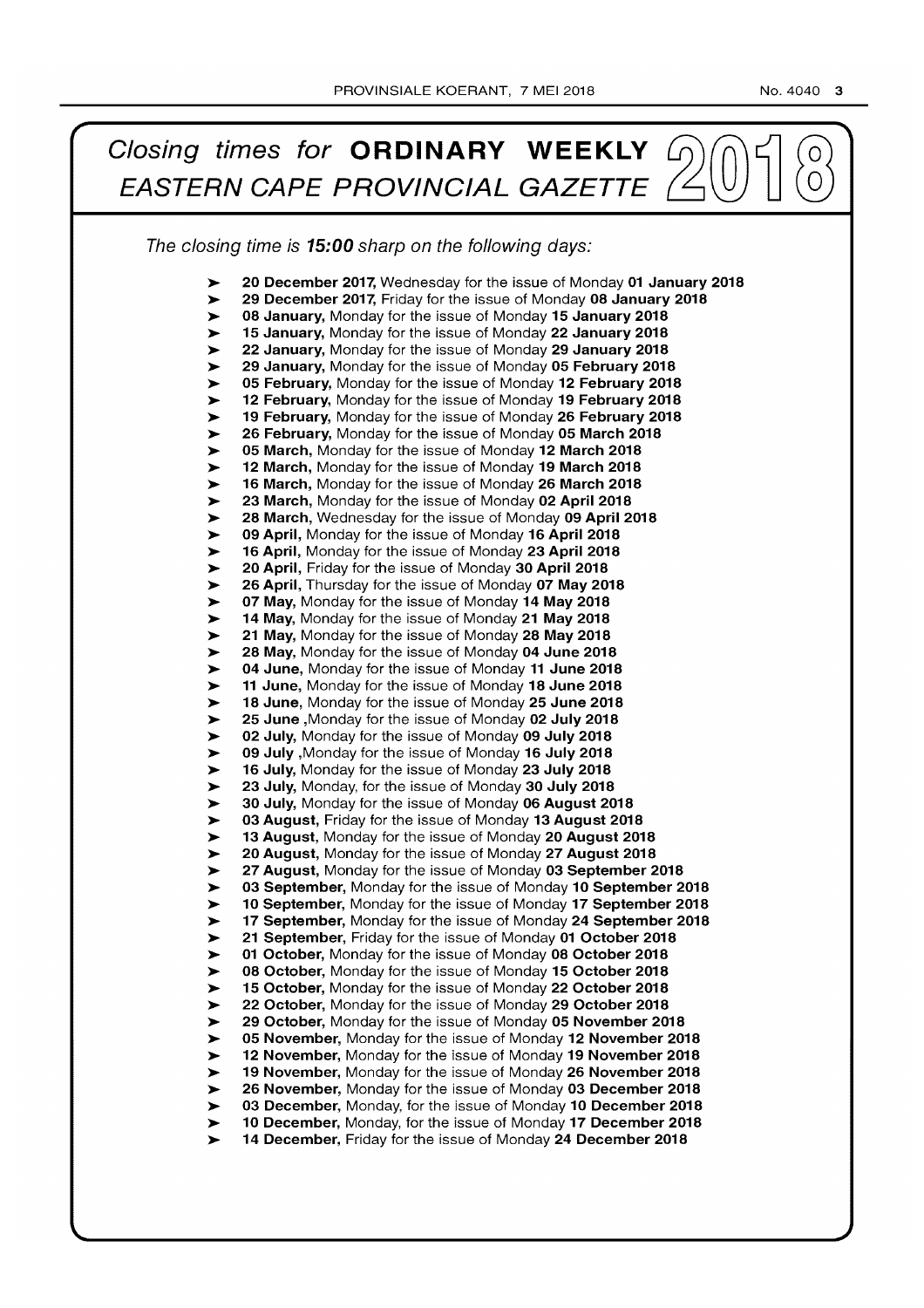# *Closing times for* **ORDINARY WEEKLY** *EASTERN CAPE PROVINCIAL GAZETTE* 2018

*The closing time is* ***15:00*** *sharp on the following days:*

- **20 December 2017,** Wednesday for the issue of Monday **01 January 2018**
- **29 December 2017,** Friday for the issue of Monday **08 January 2018**
- **08 January,** Monday for the issue of Monday **15 January 2018**
- **15 January,** Monday for the issue of Monday **22 January 2018**
- **22 January,** Monday for the issue of Monday **29 January 2018**
- **29 January,** Monday for the issue of Monday **05 February 2018**
- **05 February,** Monday for the issue of Monday **12 February 2018**
- **12 February,** Monday for the issue of Monday **19 February 2018**
- **19 February,** Monday for the issue of Monday **26 February 2018**
- **26 February,** Monday for the issue of Monday **05 March 2018**
- **05 March,** Monday for the issue of Monday **12 March 2018**
- **12 March,** Monday for the issue of Monday **19 March 2018**
- **16 March,** Monday for the issue of Monday **26 March 2018**
- **23 March,** Monday for the issue of Monday **02 April 2018**
- **28 March,** Wednesday for the issue of Monday **09 April 2018**
- **09 April,** Monday for the issue of Monday **16 April 2018**
- **16 April,** Monday for the issue of Monday **23 April 2018**
- **20 April,** Friday for the issue of Monday **30 April 2018**
- **26 April,** Thursday for the issue of Monday **07 May 2018**
- **07 May,** Monday for the issue of Monday **14 May 2018**
- **14 May,** Monday for the issue of Monday **21 May 2018**
- **21 May,** Monday for the issue of Monday **28 May 2018**
- **28 May,** Monday for the issue of Monday **04 June 2018**
- **04 June,** Monday for the issue of Monday **11 June 2018**
- **11 June,** Monday for the issue of Monday **18 June 2018**
- **18 June,** Monday for the issue of Monday **25 June 2018**
- **25 June** ,Monday for the issue of Monday **02 July 2018**
- **02 July,** Monday for the issue of Monday **09 July 2018**
- **09 July** ,Monday for the issue of Monday **16 July 2018**
- **16 July,** Monday for the issue of Monday **23 July 2018**
- **23 July,** Monday, for the issue of Monday **30 July 2018**
- **30 July,** Monday for the issue of Monday **06 August 2018**
- **03 August,** Friday for the issue of Monday **13 August 2018**
- **13 August,** Monday for the issue of Monday **20 August 2018**
- **20 August,** Monday for the issue of Monday **27 August 2018**
- **27 August,** Monday for the issue of Monday **03 September 2018**
- **03 September,** Monday for the issue of Monday **10 September 2018**
- **10 September,** Monday for the issue of Monday **17 September 2018**
- **17 September,** Monday for the issue of Monday **24 September 2018**
- **21 September,** Friday for the issue of Monday **01 October 2018**
- **01 October,** Monday for the issue of Monday **08 October 2018**
- **08 October,** Monday for the issue of Monday **15 October 2018**
- **15 October,** Monday for the issue of Monday **22 October 2018**
- **22 October,** Monday for the issue of Monday **29 October 2018**
- **29 October,** Monday for the issue of Monday **05 November 2018**
- **05 November,** Monday, for the issue of Monday **12 November 2018**
- **12 November,** Monday for the issue of Monday **19 November 2018**
- **19 November,** Monday for the issue of Monday **26 November 2018**
- **26 November,** Monday for the issue of Monday **03 December 2018**
- **03 December,** Monday, for the issue of Monday **10 December 2018**
- **10 December,** Monday, for the issue of Monday **17 December 2018**
- **14 December,** Friday for the issue of Monday **24 December 2018**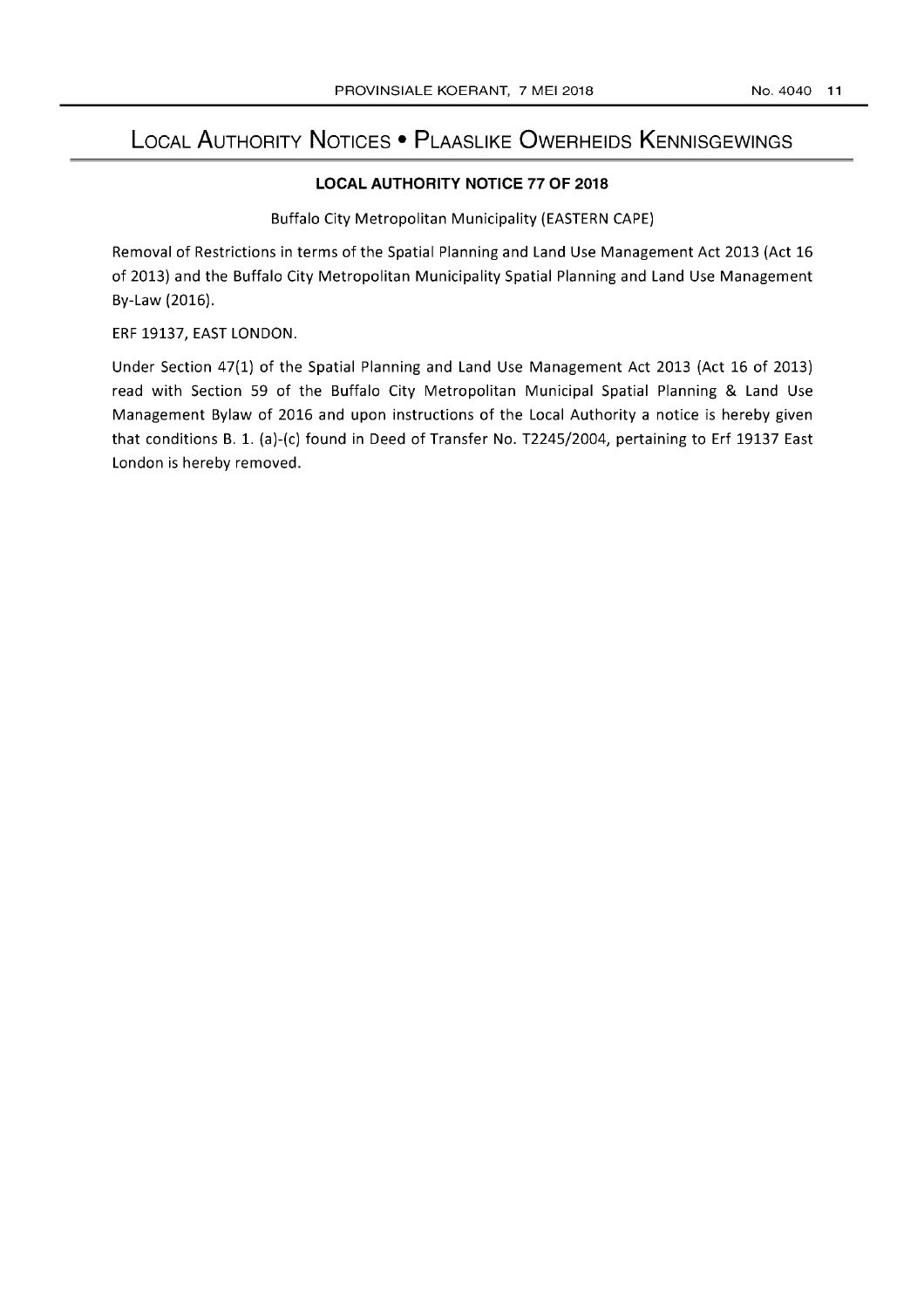# Local Authority Notices • Plaaslike Owerheids Kennisgewings

## LOCAL AUTHORITY NOTICE 77 OF 2018

Buffalo City Metropolitan Municipality (EASTERN CAPE)

Removal of Restrictions in terms of the Spatial Planning and Land Use Management Act 2013 (Act 16 of 2013) and the Buffalo City Metropolitan Municipality Spatial Planning and Land Use Management By-Law (2016).

ERF 19137, EAST LONDON.

Under Section 47(1) of the Spatial Planning and Land Use Management Act 2013 (Act 16 of 2013) read with Section 59 of the Buffalo City Metropolitan Municipal Spatial Planning & Land Use Management Bylaw of 2016 and upon instructions of the Local Authority a notice is hereby given that conditions B. 1. (a)-(c) found in Deed of Transfer No. T2245/2004, pertaining to Erf 19137 East London is hereby removed.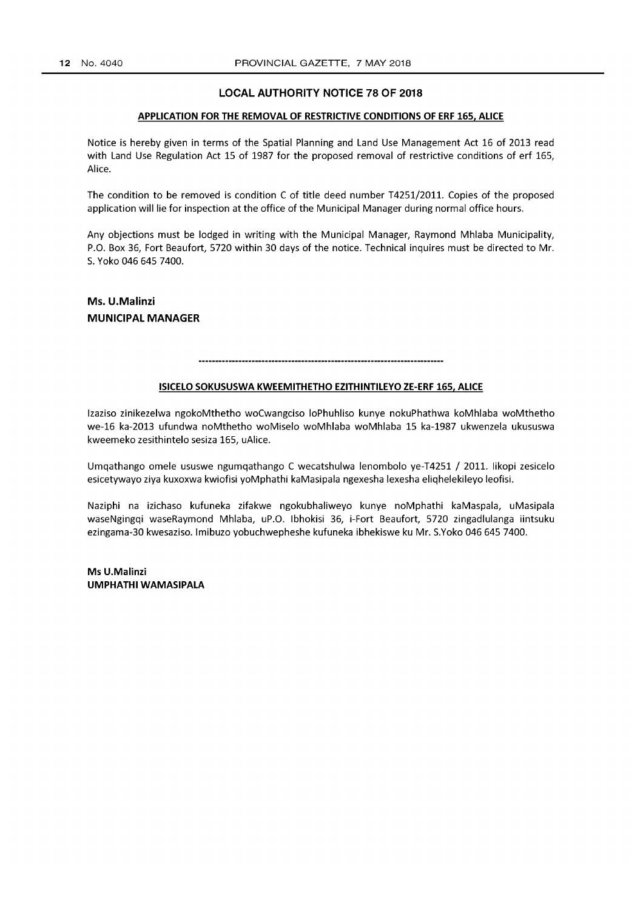## LOCAL AUTHORITY NOTICE 78 OF 2018

**APPLICATION FOR THE REMOVAL OF RESTRICTIVE CONDITIONS OF ERF 165, ALICE**

Notice is hereby given in terms of the Spatial Planning and Land Use Management Act 16 of 2013 read with Land Use Regulation Act 15 of 1987 for the proposed removal of restrictive conditions of erf 165, Alice.

The condition to be removed is condition C of title deed number T4251/2011. Copies of the proposed application will lie for inspection at the office of the Municipal Manager during normal office hours.

Any objections must be lodged in writing with the Municipal Manager, Raymond Mhlaba Municipality, P.O. Box 36, Fort Beaufort, 5720 within 30 days of the notice. Technical inquires must be directed to Mr. S. Yoko 046 645 7400.

**Ms. U.Malinzi**
**MUNICIPAL MANAGER**

---

**ISICELO SOKUSUSWA KWEEMITHETHO EZITHINTILEYO ZE-ERF 165, ALICE**

Izaziso zinikezelwa ngokoMthetho woCwangciso loPhuhliso kunye nokuPhathwa koMhlaba woMthetho we-16 ka-2013 ufundwa noMthetho woMiselo woMhlaba woMhlaba 15 ka-1987 ukwenzela ukususwa kweemeko zesithintelo sesiza 165, uAlice.

Umqathango omele ususwe ngumqathango C wecatshulwa lenombolo ye-T4251 / 2011. Iikopi zesicelo esicetywayo ziya kuxoxwa kwiofisi yoMphathi kaMasipala ngexesha lexesha eliqhelekileyo leofisi.

Naziphi na izichaso kufuneka zifakwe ngokubhaliweyo kunye noMphathi kaMaspala, uMasipala waseNgingqi waseRaymond Mhlaba, uP.O. Ibhokisi 36, i-Fort Beaufort, 5720 zingadlulanga iintsuku ezingama-30 kwesaziso. Imibuzo yobuchwepheshe kufuneka ibhekiswe ku Mr. S.Yoko 046 645 7400.

**Ms U.Malinzi**
**UMPHATHI WAMASIPALA**